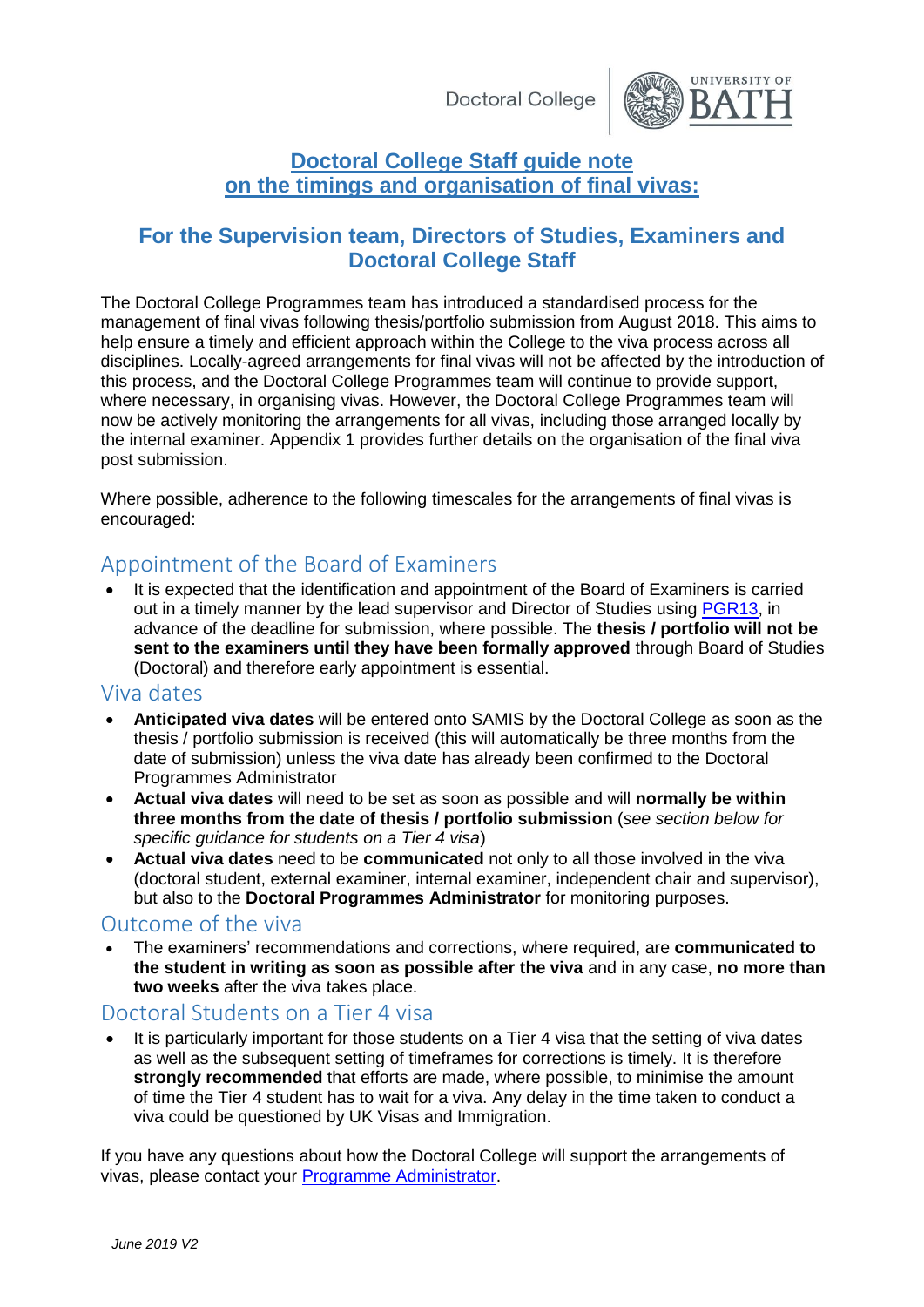Doctoral College | UNIVERSITY OF BATH

# Doctoral College Staff guide note on the timings and organisation of final vivas:

## For the Supervision team, Directors of Studies, Examiners and Doctoral College Staff

The Doctoral College Programmes team has introduced a standardised process for the management of final vivas following thesis/portfolio submission from August 2018. This aims to help ensure a timely and efficient approach within the College to the viva process across all disciplines. Locally-agreed arrangements for final vivas will not be affected by the introduction of this process, and the Doctoral College Programmes team will continue to provide support, where necessary, in organising vivas. However, the Doctoral College Programmes team will now be actively monitoring the arrangements for all vivas, including those arranged locally by the internal examiner. Appendix 1 provides further details on the organisation of the final viva post submission.

Where possible, adherence to the following timescales for the arrangements of final vivas is encouraged:

### Appointment of the Board of Examiners

- It is expected that the identification and appointment of the Board of Examiners is carried out in a timely manner by the lead supervisor and Director of Studies using PGR13, in advance of the deadline for submission, where possible. The **thesis / portfolio will not be sent to the examiners until they have been formally approved** through Board of Studies (Doctoral) and therefore early appointment is essential.

### Viva dates

- **Anticipated viva dates** will be entered onto SAMIS by the Doctoral College as soon as the thesis / portfolio submission is received (this will automatically be three months from the date of submission) unless the viva date has already been confirmed to the Doctoral Programmes Administrator
- **Actual viva dates** will need to be set as soon as possible and will **normally be within three months from the date of thesis / portfolio submission** (*see section below for specific guidance for students on a Tier 4 visa*)
- **Actual viva dates** need to be **communicated** not only to all those involved in the viva (doctoral student, external examiner, internal examiner, independent chair and supervisor), but also to the **Doctoral Programmes Administrator** for monitoring purposes.

### Outcome of the viva

- The examiners' recommendations and corrections, where required, are **communicated to the student in writing as soon as possible after the viva** and in any case, **no more than two weeks** after the viva takes place.

### Doctoral Students on a Tier 4 visa

- It is particularly important for those students on a Tier 4 visa that the setting of viva dates as well as the subsequent setting of timeframes for corrections is timely. It is therefore **strongly recommended** that efforts are made, where possible, to minimise the amount of time the Tier 4 student has to wait for a viva. Any delay in the time taken to conduct a viva could be questioned by UK Visas and Immigration.

If you have any questions about how the Doctoral College will support the arrangements of vivas, please contact your Programme Administrator.

*June 2019 V2*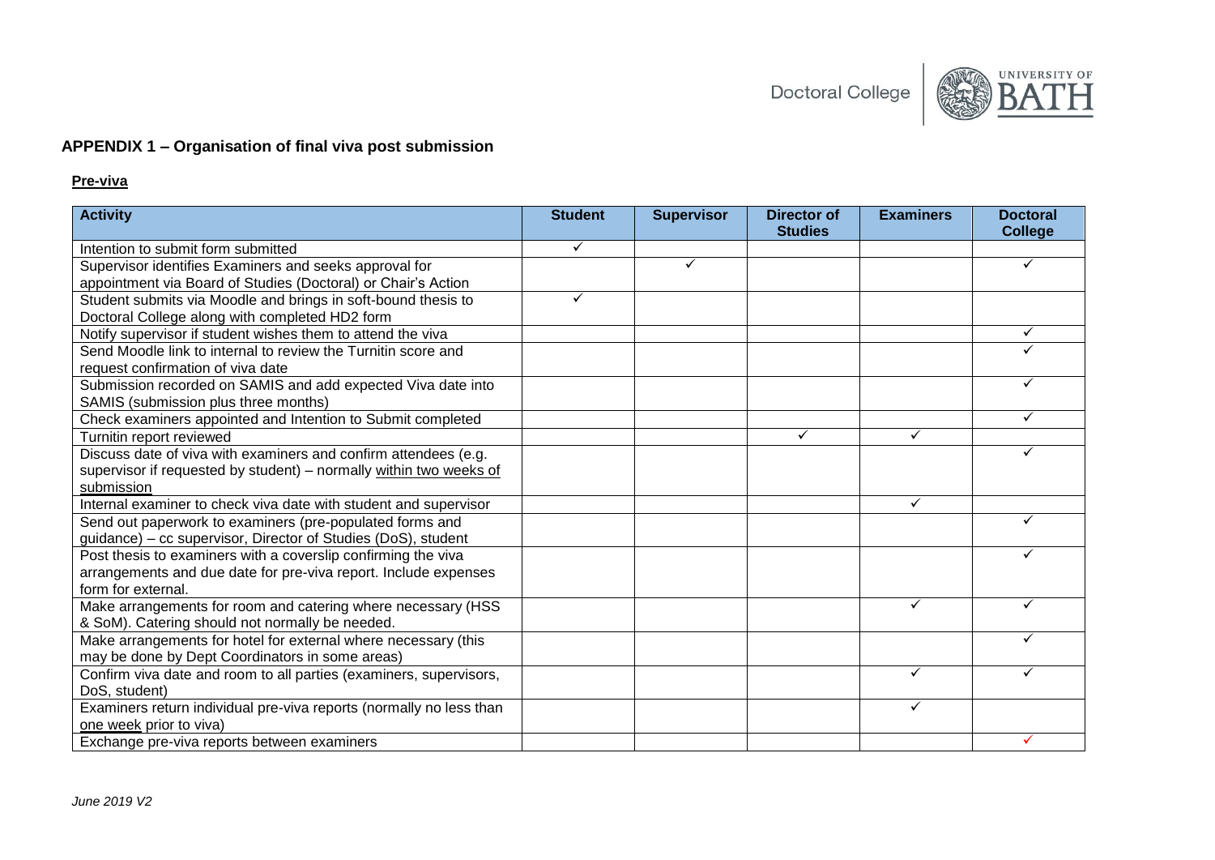## APPENDIX 1 – Organisation of final viva post submission

### Pre-viva

| Activity | Student | Supervisor | Director of Studies | Examiners | Doctoral College |
|---|---|---|---|---|---|
| Intention to submit form submitted | ✓ | | | | |
| Supervisor identifies Examiners and seeks approval for appointment via Board of Studies (Doctoral) or Chair's Action | | ✓ | | | ✓ |
| Student submits via Moodle and brings in soft-bound thesis to Doctoral College along with completed HD2 form | ✓ | | | | |
| Notify supervisor if student wishes them to attend the viva | | | | | ✓ |
| Send Moodle link to internal to review the Turnitin score and request confirmation of viva date | | | | | ✓ |
| Submission recorded on SAMIS and add expected Viva date into SAMIS (submission plus three months) | | | | | ✓ |
| Check examiners appointed and Intention to Submit completed | | | | | ✓ |
| Turnitin report reviewed | | | ✓ | ✓ | |
| Discuss date of viva with examiners and confirm attendees (e.g. supervisor if requested by student) – normally within two weeks of submission | | | | | ✓ |
| Internal examiner to check viva date with student and supervisor | | | | ✓ | |
| Send out paperwork to examiners (pre-populated forms and guidance) – cc supervisor, Director of Studies (DoS), student | | | | | ✓ |
| Post thesis to examiners with a coverslip confirming the viva arrangements and due date for pre-viva report. Include expenses form for external. | | | | | ✓ |
| Make arrangements for room and catering where necessary (HSS & SoM). Catering should not normally be needed. | | | | ✓ | ✓ |
| Make arrangements for hotel for external where necessary (this may be done by Dept Coordinators in some areas) | | | | | ✓ |
| Confirm viva date and room to all parties (examiners, supervisors, DoS, student) | | | | ✓ | ✓ |
| Examiners return individual pre-viva reports (normally no less than one week prior to viva) | | | | ✓ | |
| Exchange pre-viva reports between examiners | | | | | ✓ |

*June 2019 V2*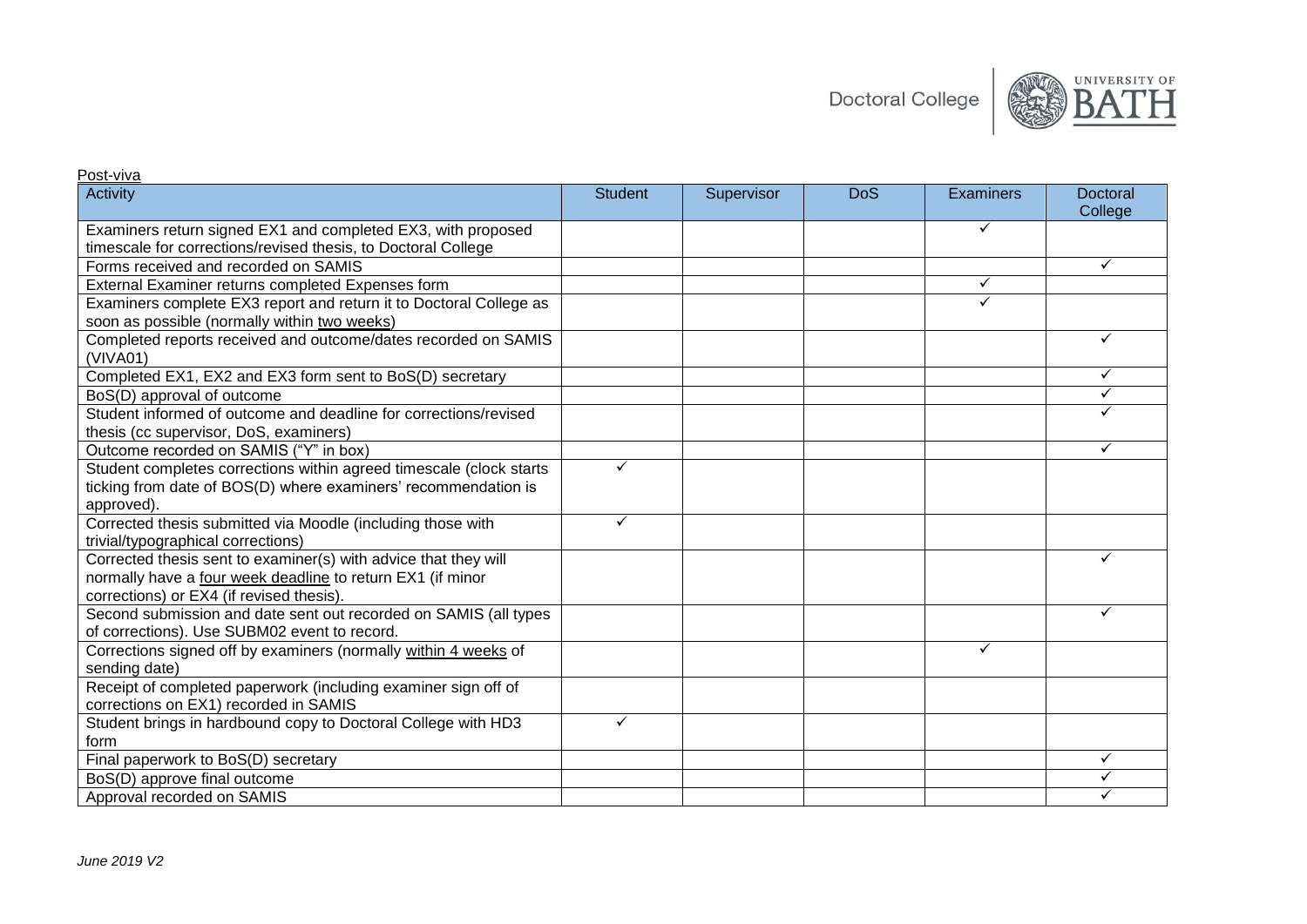Post-viva

| Activity | Student | Supervisor | DoS | Examiners | Doctoral College |
|---|---|---|---|---|---|
| Examiners return signed EX1 and completed EX3, with proposed timescale for corrections/revised thesis, to Doctoral College | | | | ✓ | |
| Forms received and recorded on SAMIS | | | | | ✓ |
| External Examiner returns completed Expenses form | | | | ✓ | |
| Examiners complete EX3 report and return it to Doctoral College as soon as possible (normally within two weeks) | | | | ✓ | |
| Completed reports received and outcome/dates recorded on SAMIS (VIVA01) | | | | | ✓ |
| Completed EX1, EX2 and EX3 form sent to BoS(D) secretary | | | | | ✓ |
| BoS(D) approval of outcome | | | | | ✓ |
| Student informed of outcome and deadline for corrections/revised thesis (cc supervisor, DoS, examiners) | | | | | ✓ |
| Outcome recorded on SAMIS ("Y" in box) | | | | | ✓ |
| Student completes corrections within agreed timescale (clock starts ticking from date of BOS(D) where examiners' recommendation is approved). | ✓ | | | | |
| Corrected thesis submitted via Moodle (including those with trivial/typographical corrections) | ✓ | | | | |
| Corrected thesis sent to examiner(s) with advice that they will normally have a four week deadline to return EX1 (if minor corrections) or EX4 (if revised thesis). | | | | | ✓ |
| Second submission and date sent out recorded on SAMIS (all types of corrections). Use SUBM02 event to record. | | | | | ✓ |
| Corrections signed off by examiners (normally within 4 weeks of sending date) | | | | ✓ | |
| Receipt of completed paperwork (including examiner sign off of corrections on EX1) recorded in SAMIS | | | | | |
| Student brings in hardbound copy to Doctoral College with HD3 form | ✓ | | | | |
| Final paperwork to BoS(D) secretary | | | | | ✓ |
| BoS(D) approve final outcome | | | | | ✓ |
| Approval recorded on SAMIS | | | | | ✓ |

*June 2019 V2*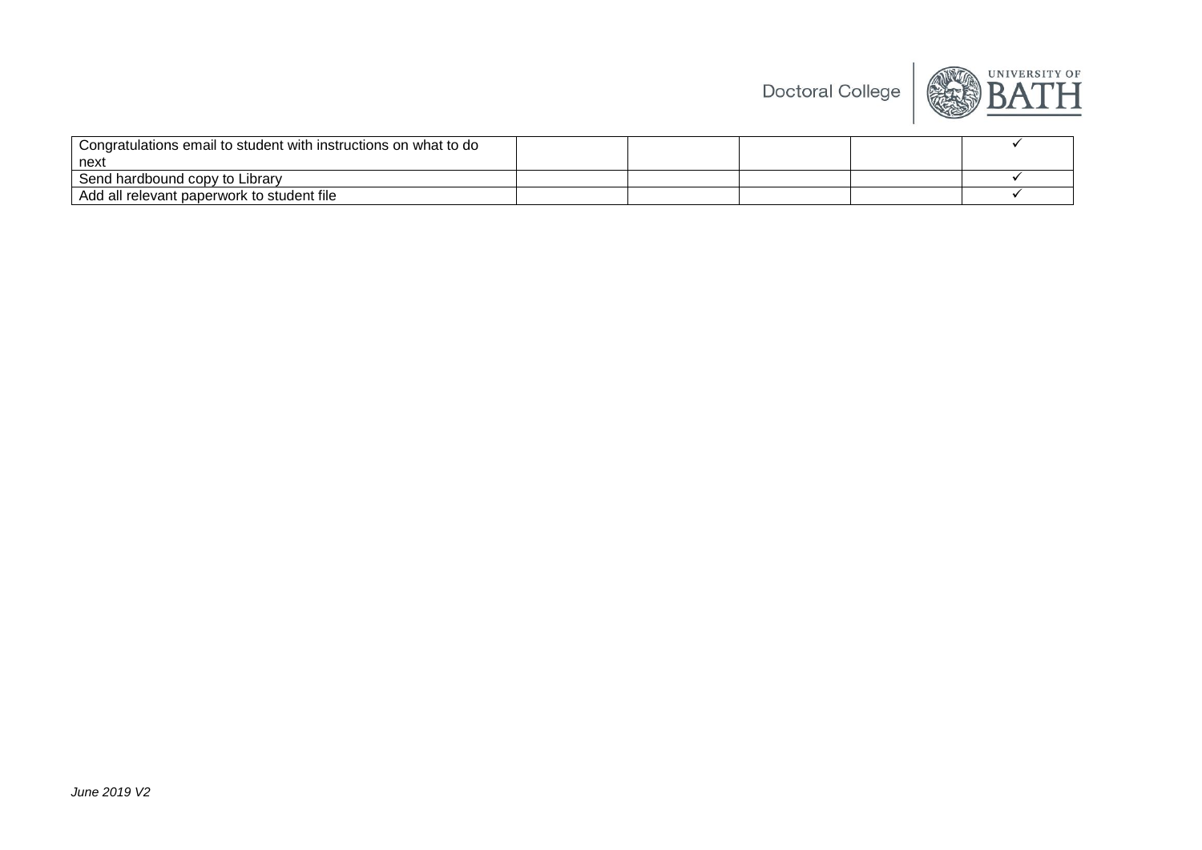| | | | | | |
|---|---|---|---|---|---|
| Congratulations email to student with instructions on what to do next | | | | | ✓ |
| Send hardbound copy to Library | | | | | ✓ |
| Add all relevant paperwork to student file | | | | | ✓ |

*June 2019 V2*